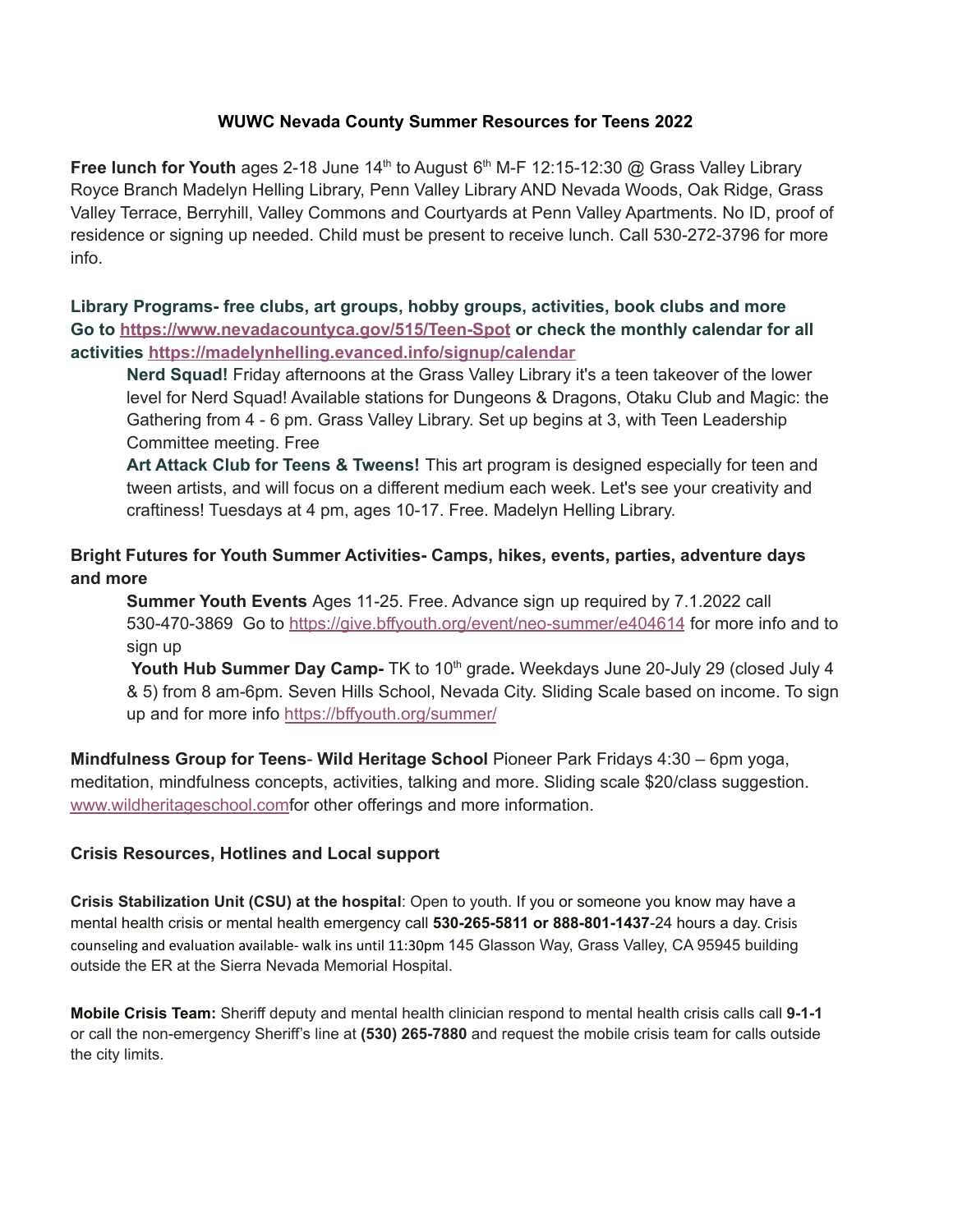# WUWC Nevada County Summer Resources for Teens 2022

**Free lunch for Youth** ages 2-18 June 14th to August 6th M-F 12:15-12:30 @ Grass Valley Library Royce Branch Madelyn Helling Library, Penn Valley Library AND Nevada Woods, Oak Ridge, Grass Valley Terrace, Berryhill, Valley Commons and Courtyards at Penn Valley Apartments. No ID, proof of residence or signing up needed. Child must be present to receive lunch. Call 530-272-3796 for more info.

**Library Programs- free clubs, art groups, hobby groups, activities, book clubs and more Go to https://www.nevadacountyca.gov/515/Teen-Spot or check the monthly calendar for all activities https://madelynhelling.evanced.info/signup/calendar**

> **Nerd Squad!** Friday afternoons at the Grass Valley Library it's a teen takeover of the lower level for Nerd Squad! Available stations for Dungeons & Dragons, Otaku Club and Magic: the Gathering from 4 - 6 pm. Grass Valley Library. Set up begins at 3, with Teen Leadership Committee meeting. Free
>
> **Art Attack Club for Teens & Tweens!** This art program is designed especially for teen and tween artists, and will focus on a different medium each week. Let's see your creativity and craftiness! Tuesdays at 4 pm, ages 10-17. Free. Madelyn Helling Library.

**Bright Futures for Youth Summer Activities- Camps, hikes, events, parties, adventure days and more**

> **Summer Youth Events** Ages 11-25. Free. Advance sign up required by 7.1.2022 call 530-470-3869 Go to https://give.bffyouth.org/event/neo-summer/e404614 for more info and to sign up
>
> **Youth Hub Summer Day Camp-** TK to 10th grade**.** Weekdays June 20-July 29 (closed July 4 & 5) from 8 am-6pm. Seven Hills School, Nevada City. Sliding Scale based on income. To sign up and for more info https://bffyouth.org/summer/

**Mindfulness Group for Teens**- **Wild Heritage School** Pioneer Park Fridays 4:30 – 6pm yoga, meditation, mindfulness concepts, activities, talking and more. Sliding scale $20/class suggestion. www.wildheritageschool.comfor other offerings and more information.

**Crisis Resources, Hotlines and Local support**

**Crisis Stabilization Unit (CSU) at the hospital**: Open to youth. If you or someone you know may have a mental health crisis or mental health emergency call **530-265-5811 or 888-801-1437**-24 hours a day. Crisis counseling and evaluation available- walk ins until 11:30pm 145 Glasson Way, Grass Valley, CA 95945 building outside the ER at the Sierra Nevada Memorial Hospital.

**Mobile Crisis Team:** Sheriff deputy and mental health clinician respond to mental health crisis calls call **9-1-1** or call the non-emergency Sheriff's line at **(530) 265-7880** and request the mobile crisis team for calls outside the city limits.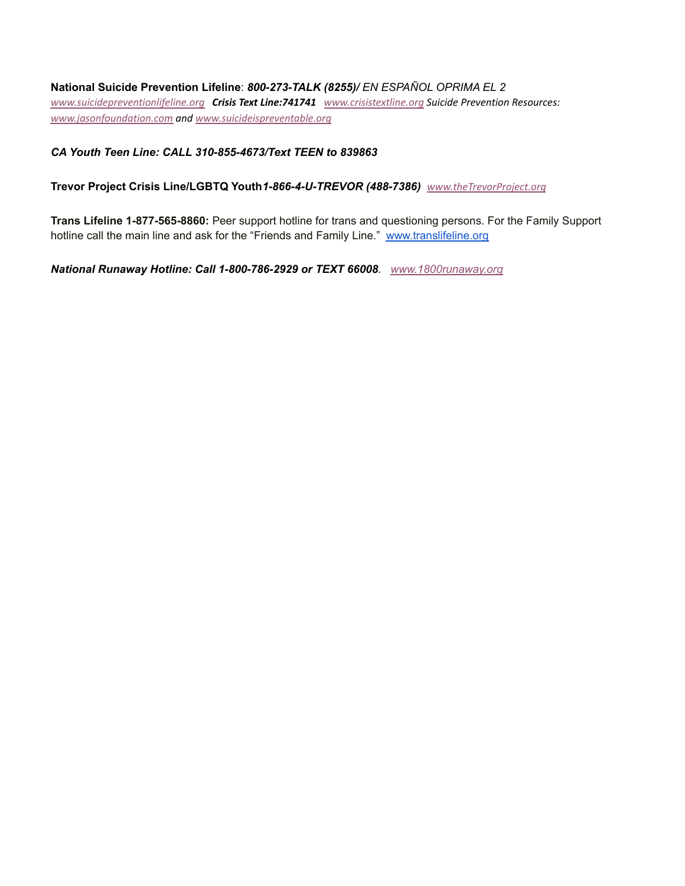**National Suicide Prevention Lifeline**: ***800-273-TALK (8255)****/ EN ESPAÑOL OPRIMA EL 2*
*www.suicidepreventionlifeline.org* ***Crisis Text Line:741741*** *www.crisistextline.org Suicide Prevention Resources: www.jasonfoundation.com and www.suicideispreventable.org*

***CA Youth Teen Line: CALL 310-855-4673/Text TEEN to 839863***

**Trevor Project Crisis Line/LGBTQ Youth*****1-866-4-U-TREVOR (488-7386)*** *www.theTrevorProject.org*

**Trans Lifeline 1-877-565-8860:** Peer support hotline for trans and questioning persons. For the Family Support hotline call the main line and ask for the "Friends and Family Line." www.translifeline.org

***National Runaway Hotline: Call 1-800-786-2929 or TEXT 66008****.* *www.1800runaway.org*